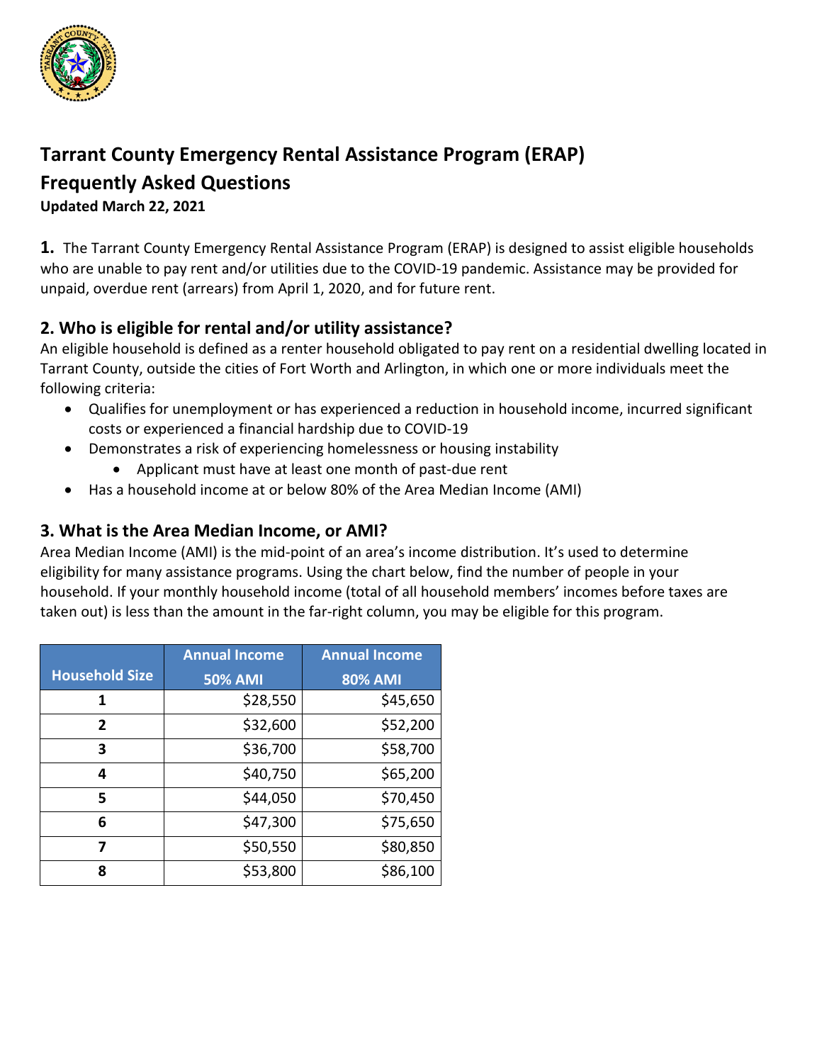# Tarrant County Emergency Rental Assistance Program (ERAP)

# Frequently Asked Questions

**Updated March 22, 2021**

**1.** The Tarrant County Emergency Rental Assistance Program (ERAP) is designed to assist eligible households who are unable to pay rent and/or utilities due to the COVID-19 pandemic. Assistance may be provided for unpaid, overdue rent (arrears) from April 1, 2020, and for future rent.

## 2. Who is eligible for rental and/or utility assistance?

An eligible household is defined as a renter household obligated to pay rent on a residential dwelling located in Tarrant County, outside the cities of Fort Worth and Arlington, in which one or more individuals meet the following criteria:

- Qualifies for unemployment or has experienced a reduction in household income, incurred significant costs or experienced a financial hardship due to COVID-19
- Demonstrates a risk of experiencing homelessness or housing instability
    - Applicant must have at least one month of past-due rent
- Has a household income at or below 80% of the Area Median Income (AMI)

## 3. What is the Area Median Income, or AMI?

Area Median Income (AMI) is the mid-point of an area's income distribution. It's used to determine eligibility for many assistance programs. Using the chart below, find the number of people in your household. If your monthly household income (total of all household members' incomes before taxes are taken out) is less than the amount in the far-right column, you may be eligible for this program.

| Household Size | Annual Income 50% AMI | Annual Income 80% AMI |
|---|---|---|
| 1 | $28,550 | $45,650 |
| 2 | $32,600 | $52,200 |
| 3 | $36,700 | $58,700 |
| 4 | $40,750 | $65,200 |
| 5 | $44,050 | $70,450 |
| 6 | $47,300 | $75,650 |
| 7 | $50,550 | $80,850 |
| 8 | $53,800 | $86,100 |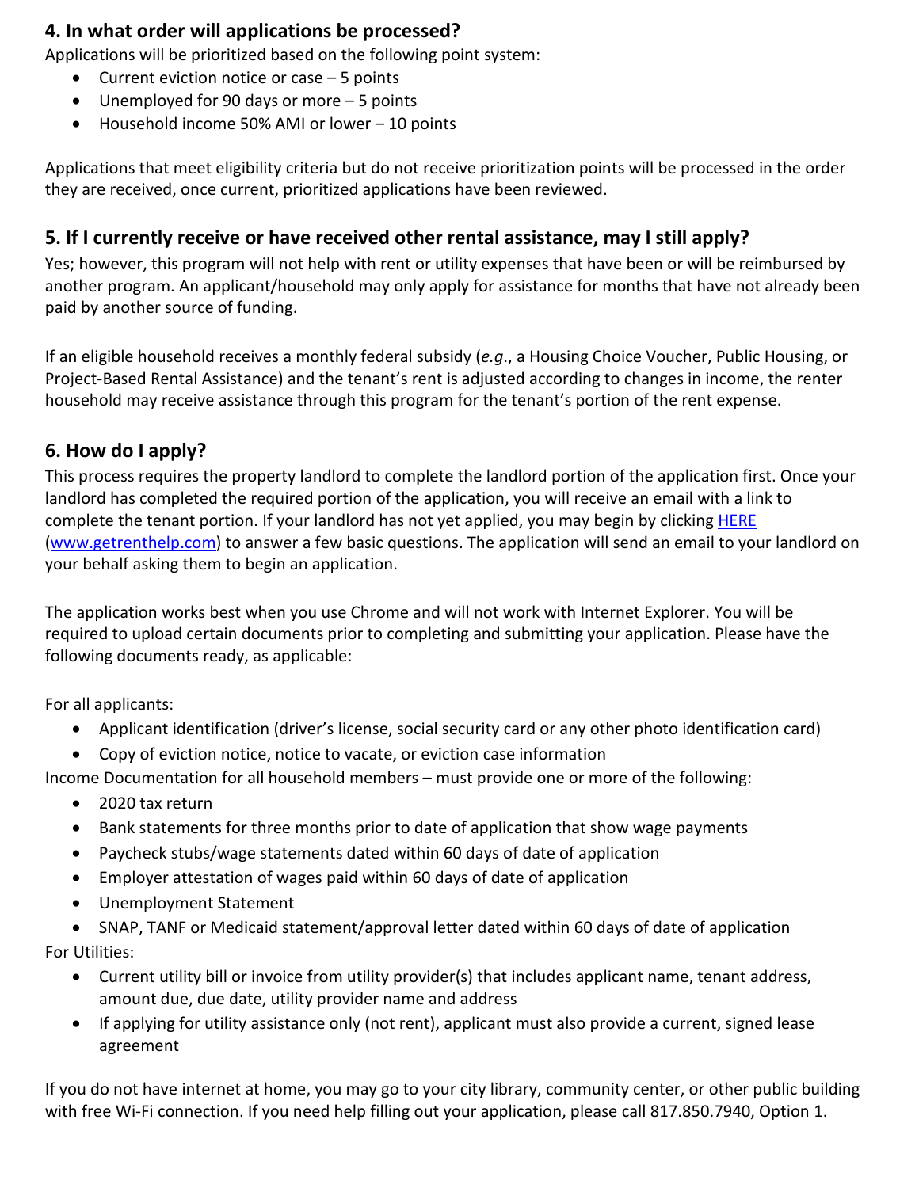## 4. In what order will applications be processed?

Applications will be prioritized based on the following point system:

- Current eviction notice or case – 5 points
- Unemployed for 90 days or more – 5 points
- Household income 50% AMI or lower – 10 points

Applications that meet eligibility criteria but do not receive prioritization points will be processed in the order they are received, once current, prioritized applications have been reviewed.

## 5. If I currently receive or have received other rental assistance, may I still apply?

Yes; however, this program will not help with rent or utility expenses that have been or will be reimbursed by another program. An applicant/household may only apply for assistance for months that have not already been paid by another source of funding.

If an eligible household receives a monthly federal subsidy (*e.g.*, a Housing Choice Voucher, Public Housing, or Project-Based Rental Assistance) and the tenant's rent is adjusted according to changes in income, the renter household may receive assistance through this program for the tenant's portion of the rent expense.

## 6. How do I apply?

This process requires the property landlord to complete the landlord portion of the application first. Once your landlord has completed the required portion of the application, you will receive an email with a link to complete the tenant portion. If your landlord has not yet applied, you may begin by clicking [HERE](www.getrenthelp.com) (www.getrenthelp.com) to answer a few basic questions. The application will send an email to your landlord on your behalf asking them to begin an application.

The application works best when you use Chrome and will not work with Internet Explorer. You will be required to upload certain documents prior to completing and submitting your application. Please have the following documents ready, as applicable:

For all applicants:

- Applicant identification (driver's license, social security card or any other photo identification card)
- Copy of eviction notice, notice to vacate, or eviction case information

Income Documentation for all household members – must provide one or more of the following:

- 2020 tax return
- Bank statements for three months prior to date of application that show wage payments
- Paycheck stubs/wage statements dated within 60 days of date of application
- Employer attestation of wages paid within 60 days of date of application
- Unemployment Statement
- SNAP, TANF or Medicaid statement/approval letter dated within 60 days of date of application

For Utilities:

- Current utility bill or invoice from utility provider(s) that includes applicant name, tenant address, amount due, due date, utility provider name and address
- If applying for utility assistance only (not rent), applicant must also provide a current, signed lease agreement

If you do not have internet at home, you may go to your city library, community center, or other public building with free Wi-Fi connection. If you need help filling out your application, please call 817.850.7940, Option 1.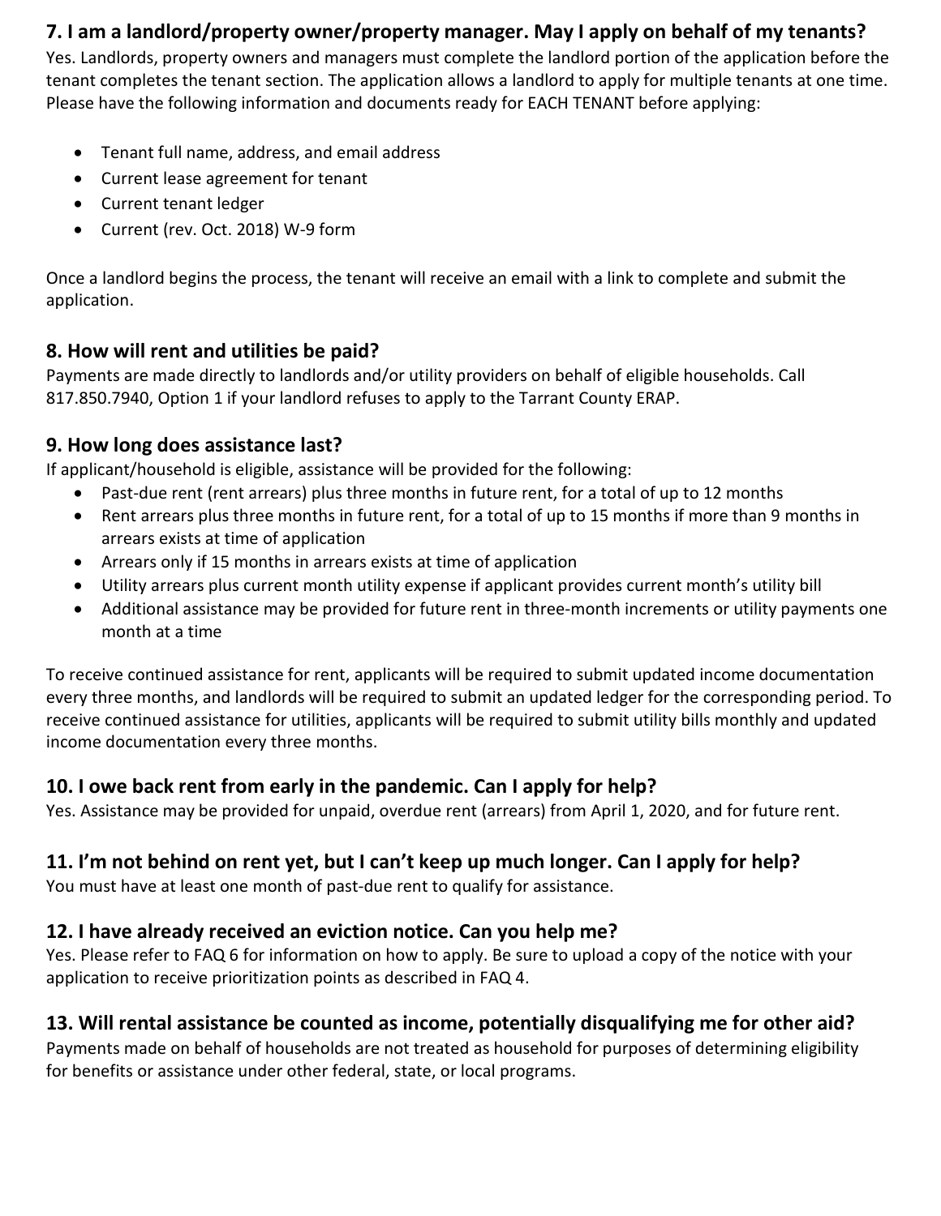### 7. I am a landlord/property owner/property manager. May I apply on behalf of my tenants?

Yes. Landlords, property owners and managers must complete the landlord portion of the application before the tenant completes the tenant section. The application allows a landlord to apply for multiple tenants at one time. Please have the following information and documents ready for EACH TENANT before applying:

- Tenant full name, address, and email address
- Current lease agreement for tenant
- Current tenant ledger
- Current (rev. Oct. 2018) W-9 form

Once a landlord begins the process, the tenant will receive an email with a link to complete and submit the application.

### 8. How will rent and utilities be paid?

Payments are made directly to landlords and/or utility providers on behalf of eligible households. Call 817.850.7940, Option 1 if your landlord refuses to apply to the Tarrant County ERAP.

### 9. How long does assistance last?

If applicant/household is eligible, assistance will be provided for the following:

- Past-due rent (rent arrears) plus three months in future rent, for a total of up to 12 months
- Rent arrears plus three months in future rent, for a total of up to 15 months if more than 9 months in arrears exists at time of application
- Arrears only if 15 months in arrears exists at time of application
- Utility arrears plus current month utility expense if applicant provides current month's utility bill
- Additional assistance may be provided for future rent in three-month increments or utility payments one month at a time

To receive continued assistance for rent, applicants will be required to submit updated income documentation every three months, and landlords will be required to submit an updated ledger for the corresponding period. To receive continued assistance for utilities, applicants will be required to submit utility bills monthly and updated income documentation every three months.

### 10. I owe back rent from early in the pandemic. Can I apply for help?

Yes. Assistance may be provided for unpaid, overdue rent (arrears) from April 1, 2020, and for future rent.

### 11. I'm not behind on rent yet, but I can't keep up much longer. Can I apply for help?

You must have at least one month of past-due rent to qualify for assistance.

### 12. I have already received an eviction notice. Can you help me?

Yes. Please refer to FAQ 6 for information on how to apply. Be sure to upload a copy of the notice with your application to receive prioritization points as described in FAQ 4.

### 13. Will rental assistance be counted as income, potentially disqualifying me for other aid?

Payments made on behalf of households are not treated as household for purposes of determining eligibility for benefits or assistance under other federal, state, or local programs.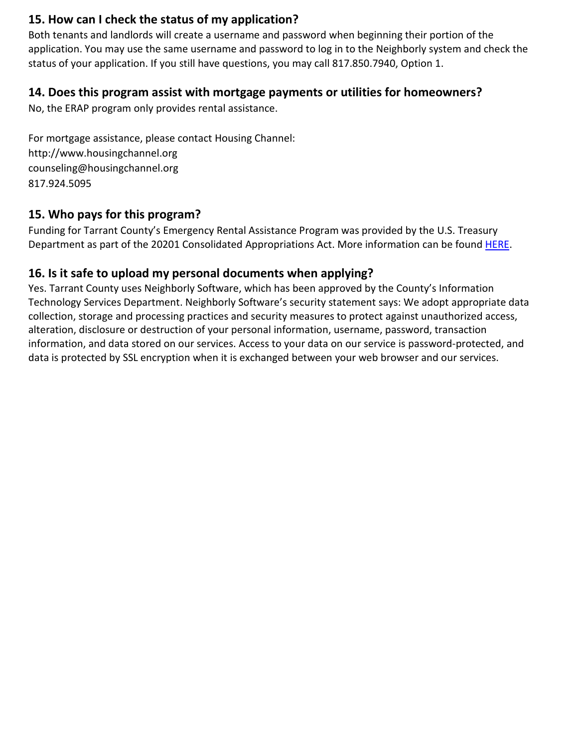## 15. How can I check the status of my application?

Both tenants and landlords will create a username and password when beginning their portion of the application. You may use the same username and password to log in to the Neighborly system and check the status of your application. If you still have questions, you may call 817.850.7940, Option 1.

## 14. Does this program assist with mortgage payments or utilities for homeowners?

No, the ERAP program only provides rental assistance.

For mortgage assistance, please contact Housing Channel:
http://www.housingchannel.org
counseling@housingchannel.org
817.924.5095

## 15. Who pays for this program?

Funding for Tarrant County's Emergency Rental Assistance Program was provided by the U.S. Treasury Department as part of the 20201 Consolidated Appropriations Act. More information can be found HERE.

## 16. Is it safe to upload my personal documents when applying?

Yes. Tarrant County uses Neighborly Software, which has been approved by the County's Information Technology Services Department. Neighborly Software's security statement says: We adopt appropriate data collection, storage and processing practices and security measures to protect against unauthorized access, alteration, disclosure or destruction of your personal information, username, password, transaction information, and data stored on our services. Access to your data on our service is password-protected, and data is protected by SSL encryption when it is exchanged between your web browser and our services.